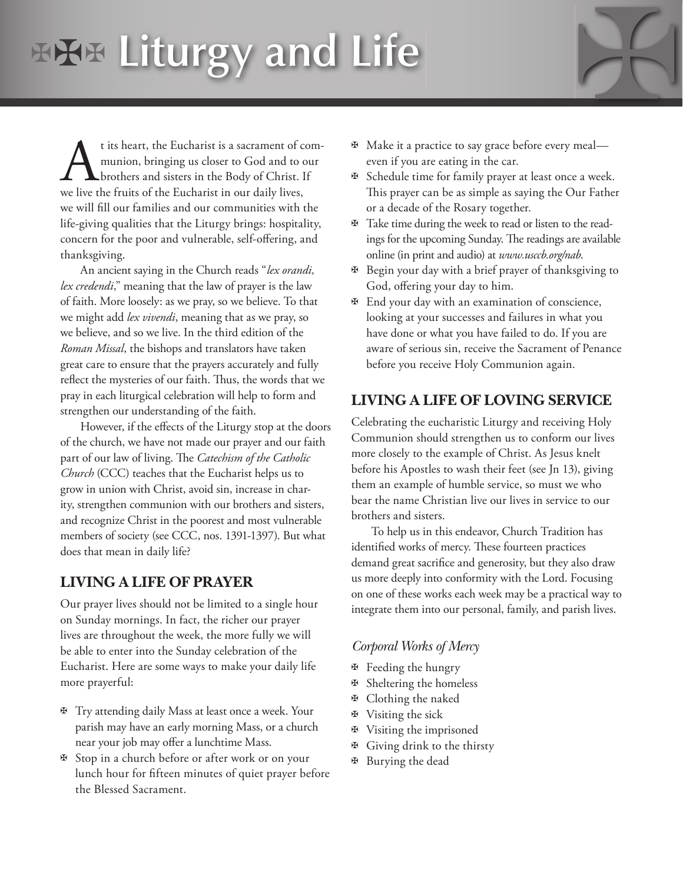# Liturgy and Life

At its heart, the Eucharist is a sacrament of communion, bringing us closer to God and to our brothers and sisters in the Body of Christ. If we live the fruits of the Eucharist in our daily lives, we will fill our families and our communities with the life-giving qualities that the Liturgy brings: hospitality, concern for the poor and vulnerable, self-offering, and thanksgiving.

An ancient saying in the Church reads "*lex orandi, lex credendi*," meaning that the law of prayer is the law of faith. More loosely: as we pray, so we believe. To that we might add *lex vivendi*, meaning that as we pray, so we believe, and so we live. In the third edition of the *Roman Missal*, the bishops and translators have taken great care to ensure that the prayers accurately and fully reflect the mysteries of our faith. Thus, the words that we pray in each liturgical celebration will help to form and strengthen our understanding of the faith.

However, if the effects of the Liturgy stop at the doors of the church, we have not made our prayer and our faith part of our law of living. The *Catechism of the Catholic Church* (CCC) teaches that the Eucharist helps us to grow in union with Christ, avoid sin, increase in charity, strengthen communion with our brothers and sisters, and recognize Christ in the poorest and most vulnerable members of society (see CCC, nos. 1391-1397). But what does that mean in daily life?

## LIVING A LIFE OF PRAYER

Our prayer lives should not be limited to a single hour on Sunday mornings. In fact, the richer our prayer lives are throughout the week, the more fully we will be able to enter into the Sunday celebration of the Eucharist. Here are some ways to make your daily life more prayerful:

- Try attending daily Mass at least once a week. Your parish may have an early morning Mass, or a church near your job may offer a lunchtime Mass.
- Stop in a church before or after work or on your lunch hour for fifteen minutes of quiet prayer before the Blessed Sacrament.
- Make it a practice to say grace before every meal—even if you are eating in the car.
- Schedule time for family prayer at least once a week. This prayer can be as simple as saying the Our Father or a decade of the Rosary together.
- Take time during the week to read or listen to the readings for the upcoming Sunday. The readings are available online (in print and audio) at *www.usccb.org/nab*.
- Begin your day with a brief prayer of thanksgiving to God, offering your day to him.
- End your day with an examination of conscience, looking at your successes and failures in what you have done or what you have failed to do. If you are aware of serious sin, receive the Sacrament of Penance before you receive Holy Communion again.

## LIVING A LIFE OF LOVING SERVICE

Celebrating the eucharistic Liturgy and receiving Holy Communion should strengthen us to conform our lives more closely to the example of Christ. As Jesus knelt before his Apostles to wash their feet (see Jn 13), giving them an example of humble service, so must we who bear the name Christian live our lives in service to our brothers and sisters.

To help us in this endeavor, Church Tradition has identified works of mercy. These fourteen practices demand great sacrifice and generosity, but they also draw us more deeply into conformity with the Lord. Focusing on one of these works each week may be a practical way to integrate them into our personal, family, and parish lives.

### *Corporal Works of Mercy*

- Feeding the hungry
- Sheltering the homeless
- Clothing the naked
- Visiting the sick
- Visiting the imprisoned
- Giving drink to the thirsty
- Burying the dead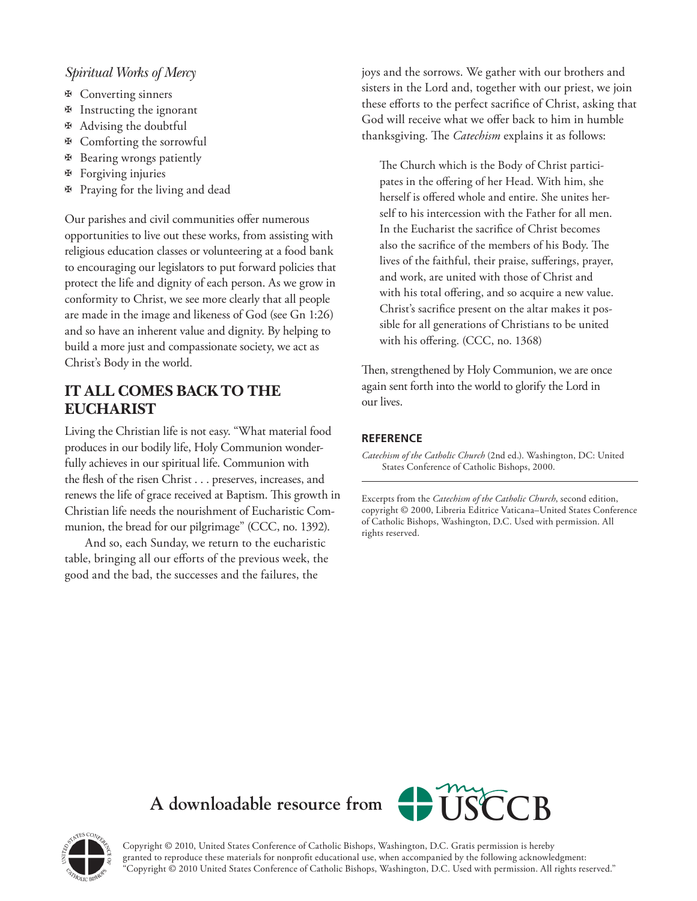*Spiritual Works of Mercy*

- Converting sinners
- Instructing the ignorant
- Advising the doubtful
- Comforting the sorrowful
- Bearing wrongs patiently
- Forgiving injuries
- Praying for the living and dead

Our parishes and civil communities offer numerous opportunities to live out these works, from assisting with religious education classes or volunteering at a food bank to encouraging our legislators to put forward policies that protect the life and dignity of each person. As we grow in conformity to Christ, we see more clearly that all people are made in the image and likeness of God (see Gn 1:26) and so have an inherent value and dignity. By helping to build a more just and compassionate society, we act as Christ's Body in the world.

## IT ALL COMES BACK TO THE EUCHARIST

Living the Christian life is not easy. "What material food produces in our bodily life, Holy Communion wonderfully achieves in our spiritual life. Communion with the flesh of the risen Christ . . . preserves, increases, and renews the life of grace received at Baptism. This growth in Christian life needs the nourishment of Eucharistic Communion, the bread for our pilgrimage" (CCC, no. 1392).

And so, each Sunday, we return to the eucharistic table, bringing all our efforts of the previous week, the good and the bad, the successes and the failures, the joys and the sorrows. We gather with our brothers and sisters in the Lord and, together with our priest, we join these efforts to the perfect sacrifice of Christ, asking that God will receive what we offer back to him in humble thanksgiving. The *Catechism* explains it as follows:

> The Church which is the Body of Christ participates in the offering of her Head. With him, she herself is offered whole and entire. She unites herself to his intercession with the Father for all men. In the Eucharist the sacrifice of Christ becomes also the sacrifice of the members of his Body. The lives of the faithful, their praise, sufferings, prayer, and work, are united with those of Christ and with his total offering, and so acquire a new value. Christ's sacrifice present on the altar makes it possible for all generations of Christians to be united with his offering. (CCC, no. 1368)

Then, strengthened by Holy Communion, we are once again sent forth into the world to glorify the Lord in our lives.

### REFERENCE

*Catechism of the Catholic Church* (2nd ed.). Washington, DC: United States Conference of Catholic Bishops, 2000.

---

Excerpts from the *Catechism of the Catholic Church*, second edition, copyright © 2000, Libreria Editrice Vaticana–United States Conference of Catholic Bishops, Washington, D.C. Used with permission. All rights reserved.

**A downloadable resource from myUSCCB**

Copyright © 2010, United States Conference of Catholic Bishops, Washington, D.C. Gratis permission is hereby granted to reproduce these materials for nonprofit educational use, when accompanied by the following acknowledgment: "Copyright © 2010 United States Conference of Catholic Bishops, Washington, D.C. Used with permission. All rights reserved."